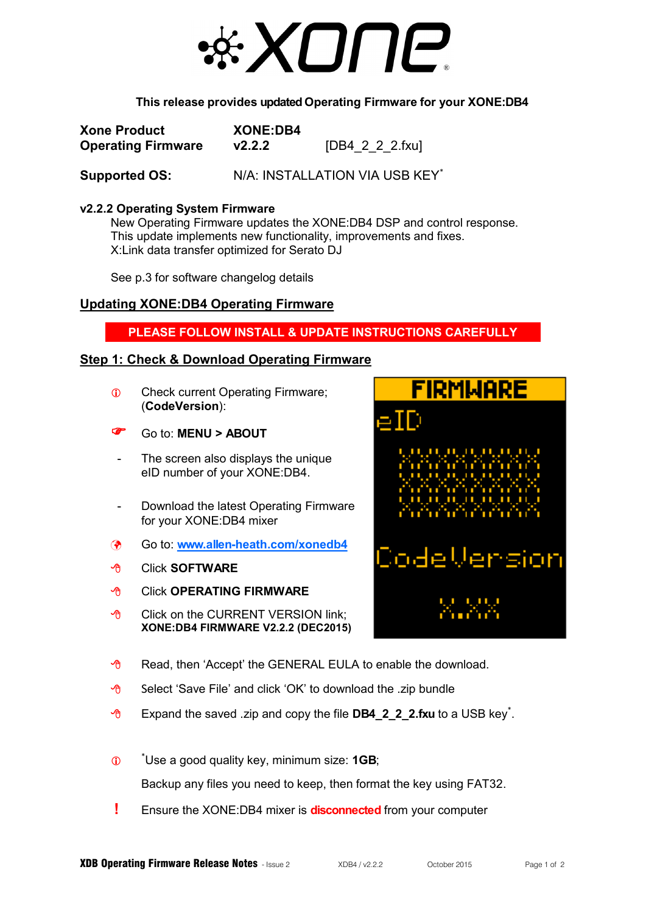# XONE

**This release provides updated Operating Firmware for your XONE:DB4**

| | | |
|---|---|---|
| **Xone Product** | **XONE:DB4** | |
| **Operating Firmware** | **v2.2.2** | [DB4_2_2_2.fxu] |

**Supported OS:** N/A: INSTALLATION VIA USB KEY*

**v2.2.2 Operating System Firmware**

New Operating Firmware updates the XONE:DB4 DSP and control response.
This update implements new functionality, improvements and fixes.
X:Link data transfer optimized for Serato DJ

See p.3 for software changelog details

## Updating XONE:DB4 Operating Firmware

**PLEASE FOLLOW INSTALL & UPDATE INSTRUCTIONS CAREFULLY**

### Step 1: Check & Download Operating Firmware

- Check current Operating Firmware; (**CodeVersion**):
- Go to: **MENU > ABOUT**
- The screen also displays the unique eID number of your XONE:DB4.
- Download the latest Operating Firmware for your XONE:DB4 mixer
- Go to: www.allen-heath.com/xonedb4
- Click **SOFTWARE**
- Click **OPERATING FIRMWARE**
- Click on the CURRENT VERSION link; **XONE:DB4 FIRMWARE V2.2.2 (DEC2015)**

FIRMWARE
eID
XXXXXXXXXX
CodeVersion
X.XX

- Read, then 'Accept' the GENERAL EULA to enable the download.
- Select 'Save File' and click 'OK' to download the .zip bundle
- Expand the saved .zip and copy the file **DB4_2_2_2.fxu** to a USB key*.

*Use a good quality key, minimum size: **1GB**;

Backup any files you need to keep, then format the key using FAT32.

**!** Ensure the XONE:DB4 mixer is **disconnected** from your computer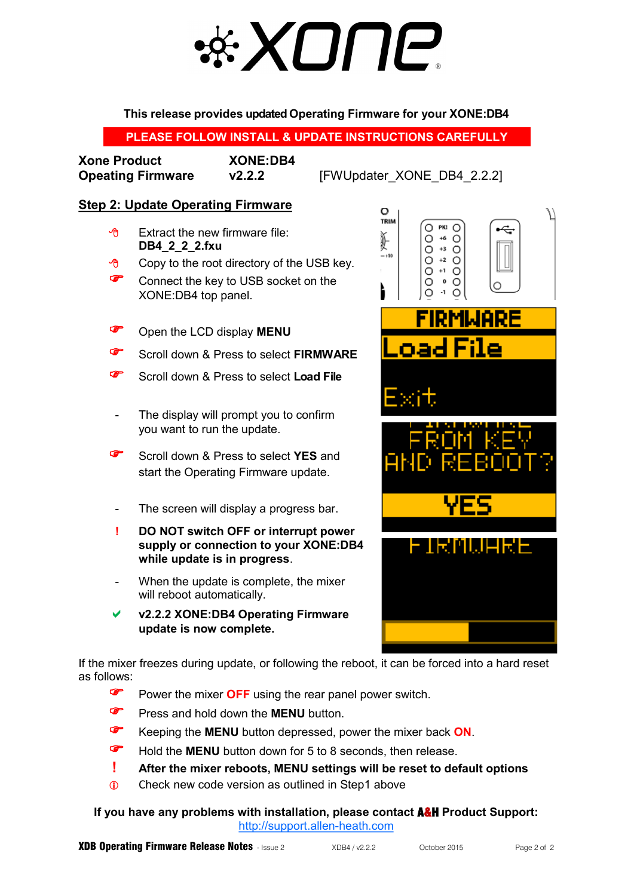This release provides updated Operating Firmware for your XONE:DB4

**PLEASE FOLLOW INSTALL & UPDATE INSTRUCTIONS CAREFULLY**

| | | |
|---|---|---|
| **Xone Product** | **XONE:DB4** | |
| **Opeating Firmware** | **v2.2.2** | [FWUpdater_XONE_DB4_2.2.2] |

## Step 2: Update Operating Firmware

- Extract the new firmware file: **DB4_2_2_2.fxu**
- Copy to the root directory of the USB key.
- Connect the key to USB socket on the XONE:DB4 top panel.
- Open the LCD display **MENU**
- Scroll down & Press to select **FIRMWARE**
- Scroll down & Press to select **Load File**
- The display will prompt you to confirm you want to run the update.
- Scroll down & Press to select **YES** and start the Operating Firmware update.
- The screen will display a progress bar.
- ! **DO NOT switch OFF or interrupt power supply or connection to your XONE:DB4 while update is in progress**.
- When the update is complete, the mixer will reboot automatically.
- ✔ **v2.2.2 XONE:DB4 Operating Firmware update is now complete.**

If the mixer freezes during update, or following the reboot, it can be forced into a hard reset as follows:

- Power the mixer **OFF** using the rear panel power switch.
- Press and hold down the **MENU** button.
- Keeping the **MENU** button depressed, power the mixer back **ON**.
- Hold the **MENU** button down for 5 to 8 seconds, then release.
- ! **After the mixer reboots, MENU settings will be reset to default options**
- ⓘ Check new code version as outlined in Step1 above

**If you have any problems with installation, please contact A&H Product Support:**
http://support.allen-heath.com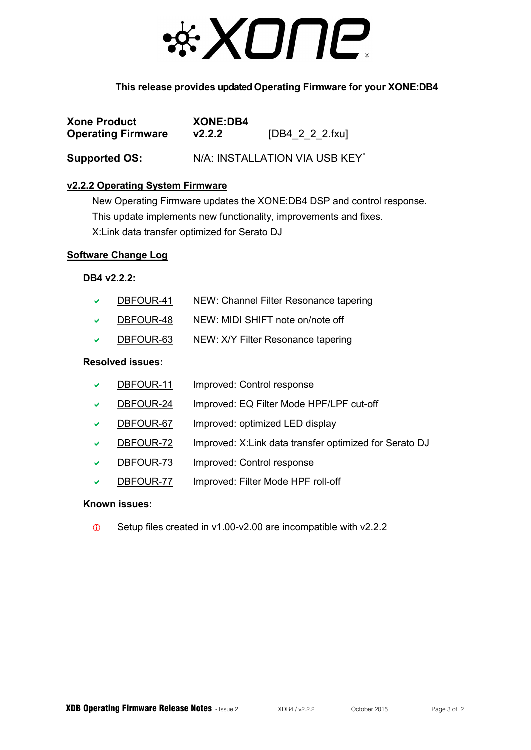XONE

**This release provides updated Operating Firmware for your XONE:DB4**

| | | |
|---|---|---|
| **Xone Product** | **XONE:DB4** | |
| **Operating Firmware** | **v2.2.2** | [DB4_2_2_2.fxu] |

**Supported OS:** N/A: INSTALLATION VIA USB KEY*

## v2.2.2 Operating System Firmware

New Operating Firmware updates the XONE:DB4 DSP and control response.
This update implements new functionality, improvements and fixes.
X:Link data transfer optimized for Serato DJ

## Software Change Log

### DB4 v2.2.2:

| | |
|---|---|
| DBFOUR-41 | NEW: Channel Filter Resonance tapering |
| DBFOUR-48 | NEW: MIDI SHIFT note on/note off |
| DBFOUR-63 | NEW: X/Y Filter Resonance tapering |

### Resolved issues:

| | |
|---|---|
| DBFOUR-11 | Improved: Control response |
| DBFOUR-24 | Improved: EQ Filter Mode HPF/LPF cut-off |
| DBFOUR-67 | Improved: optimized LED display |
| DBFOUR-72 | Improved: X:Link data transfer optimized for Serato DJ |
| DBFOUR-73 | Improved: Control response |
| DBFOUR-77 | Improved: Filter Mode HPF roll-off |

### Known issues:

- Setup files created in v1.00-v2.00 are incompatible with v2.2.2